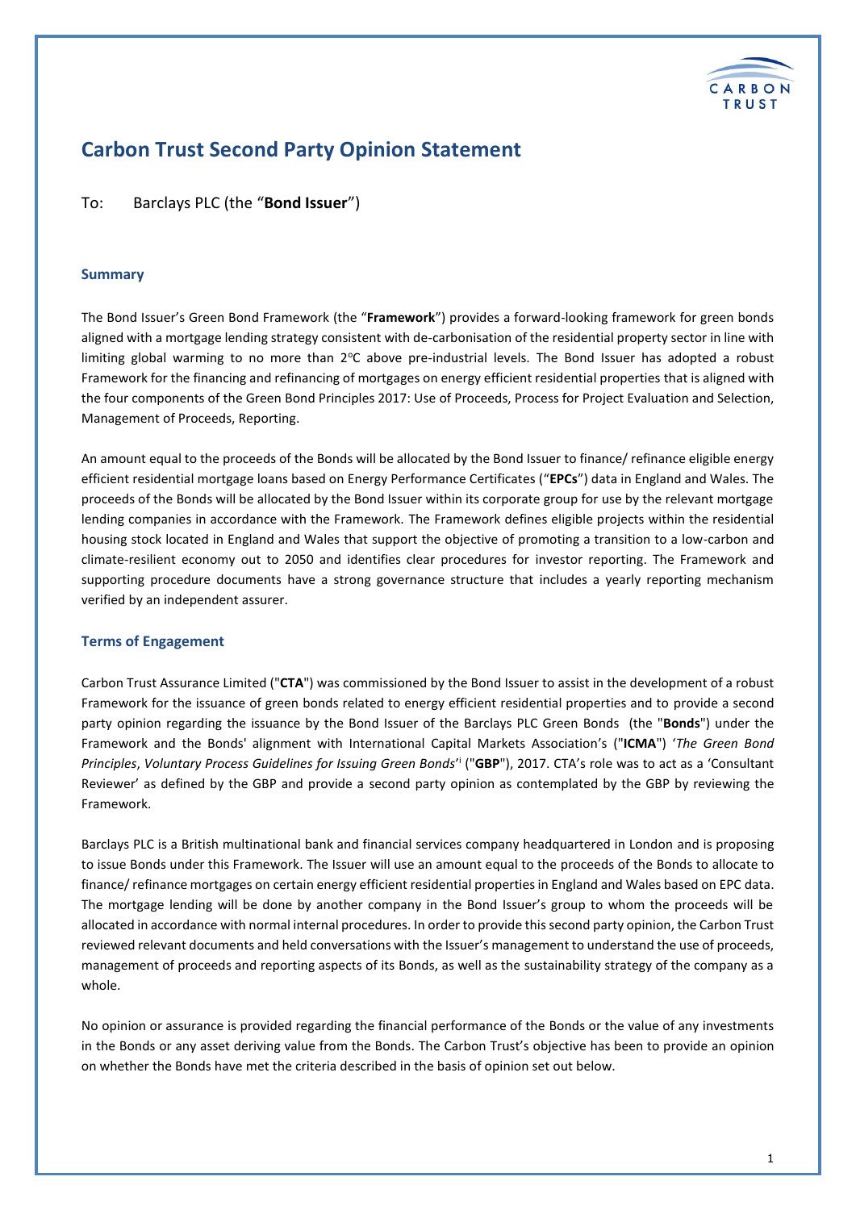# Carbon Trust Second Party Opinion Statement

To: Barclays PLC (the "**Bond Issuer**")

## Summary

The Bond Issuer's Green Bond Framework (the "**Framework**") provides a forward-looking framework for green bonds aligned with a mortgage lending strategy consistent with de-carbonisation of the residential property sector in line with limiting global warming to no more than 2°C above pre-industrial levels. The Bond Issuer has adopted a robust Framework for the financing and refinancing of mortgages on energy efficient residential properties that is aligned with the four components of the Green Bond Principles 2017: Use of Proceeds, Process for Project Evaluation and Selection, Management of Proceeds, Reporting.

An amount equal to the proceeds of the Bonds will be allocated by the Bond Issuer to finance/ refinance eligible energy efficient residential mortgage loans based on Energy Performance Certificates ("**EPCs**") data in England and Wales. The proceeds of the Bonds will be allocated by the Bond Issuer within its corporate group for use by the relevant mortgage lending companies in accordance with the Framework. The Framework defines eligible projects within the residential housing stock located in England and Wales that support the objective of promoting a transition to a low-carbon and climate-resilient economy out to 2050 and identifies clear procedures for investor reporting. The Framework and supporting procedure documents have a strong governance structure that includes a yearly reporting mechanism verified by an independent assurer.

## Terms of Engagement

Carbon Trust Assurance Limited ("**CTA**") was commissioned by the Bond Issuer to assist in the development of a robust Framework for the issuance of green bonds related to energy efficient residential properties and to provide a second party opinion regarding the issuance by the Bond Issuer of the Barclays PLC Green Bonds (the "**Bonds**") under the Framework and the Bonds' alignment with International Capital Markets Association's ("**ICMA**") '*The Green Bond Principles*, *Voluntary Process Guidelines for Issuing Green Bonds*'[i] ("**GBP**"), 2017. CTA's role was to act as a 'Consultant Reviewer' as defined by the GBP and provide a second party opinion as contemplated by the GBP by reviewing the Framework.

Barclays PLC is a British multinational bank and financial services company headquartered in London and is proposing to issue Bonds under this Framework. The Issuer will use an amount equal to the proceeds of the Bonds to allocate to finance/ refinance mortgages on certain energy efficient residential properties in England and Wales based on EPC data. The mortgage lending will be done by another company in the Bond Issuer's group to whom the proceeds will be allocated in accordance with normal internal procedures. In order to provide this second party opinion, the Carbon Trust reviewed relevant documents and held conversations with the Issuer's management to understand the use of proceeds, management of proceeds and reporting aspects of its Bonds, as well as the sustainability strategy of the company as a whole.

No opinion or assurance is provided regarding the financial performance of the Bonds or the value of any investments in the Bonds or any asset deriving value from the Bonds. The Carbon Trust's objective has been to provide an opinion on whether the Bonds have met the criteria described in the basis of opinion set out below.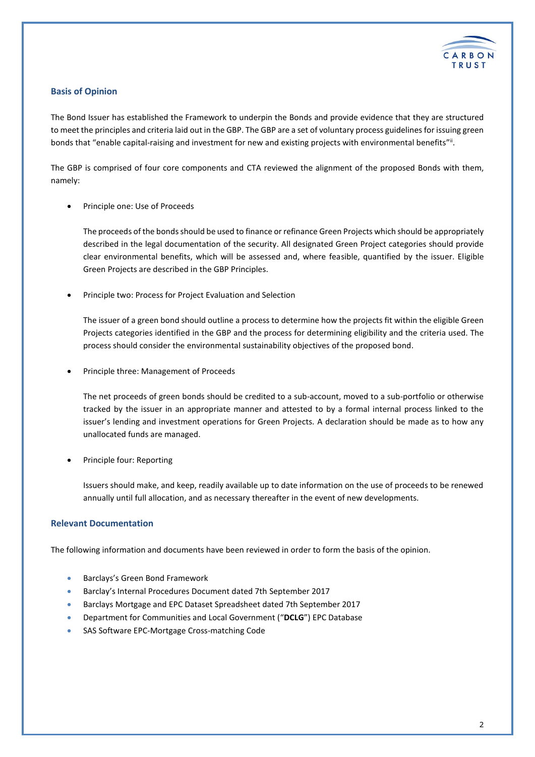## Basis of Opinion

The Bond Issuer has established the Framework to underpin the Bonds and provide evidence that they are structured to meet the principles and criteria laid out in the GBP. The GBP are a set of voluntary process guidelines for issuing green bonds that "enable capital-raising and investment for new and existing projects with environmental benefits"[ii].

The GBP is comprised of four core components and CTA reviewed the alignment of the proposed Bonds with them, namely:

- Principle one: Use of Proceeds

  The proceeds of the bonds should be used to finance or refinance Green Projects which should be appropriately described in the legal documentation of the security. All designated Green Project categories should provide clear environmental benefits, which will be assessed and, where feasible, quantified by the issuer. Eligible Green Projects are described in the GBP Principles.

- Principle two: Process for Project Evaluation and Selection

  The issuer of a green bond should outline a process to determine how the projects fit within the eligible Green Projects categories identified in the GBP and the process for determining eligibility and the criteria used. The process should consider the environmental sustainability objectives of the proposed bond.

- Principle three: Management of Proceeds

  The net proceeds of green bonds should be credited to a sub-account, moved to a sub-portfolio or otherwise tracked by the issuer in an appropriate manner and attested to by a formal internal process linked to the issuer's lending and investment operations for Green Projects. A declaration should be made as to how any unallocated funds are managed.

- Principle four: Reporting

  Issuers should make, and keep, readily available up to date information on the use of proceeds to be renewed annually until full allocation, and as necessary thereafter in the event of new developments.

## Relevant Documentation

The following information and documents have been reviewed in order to form the basis of the opinion.

- Barclays's Green Bond Framework
- Barclay's Internal Procedures Document dated 7th September 2017
- Barclays Mortgage and EPC Dataset Spreadsheet dated 7th September 2017
- Department for Communities and Local Government ("**DCLG**") EPC Database
- SAS Software EPC-Mortgage Cross-matching Code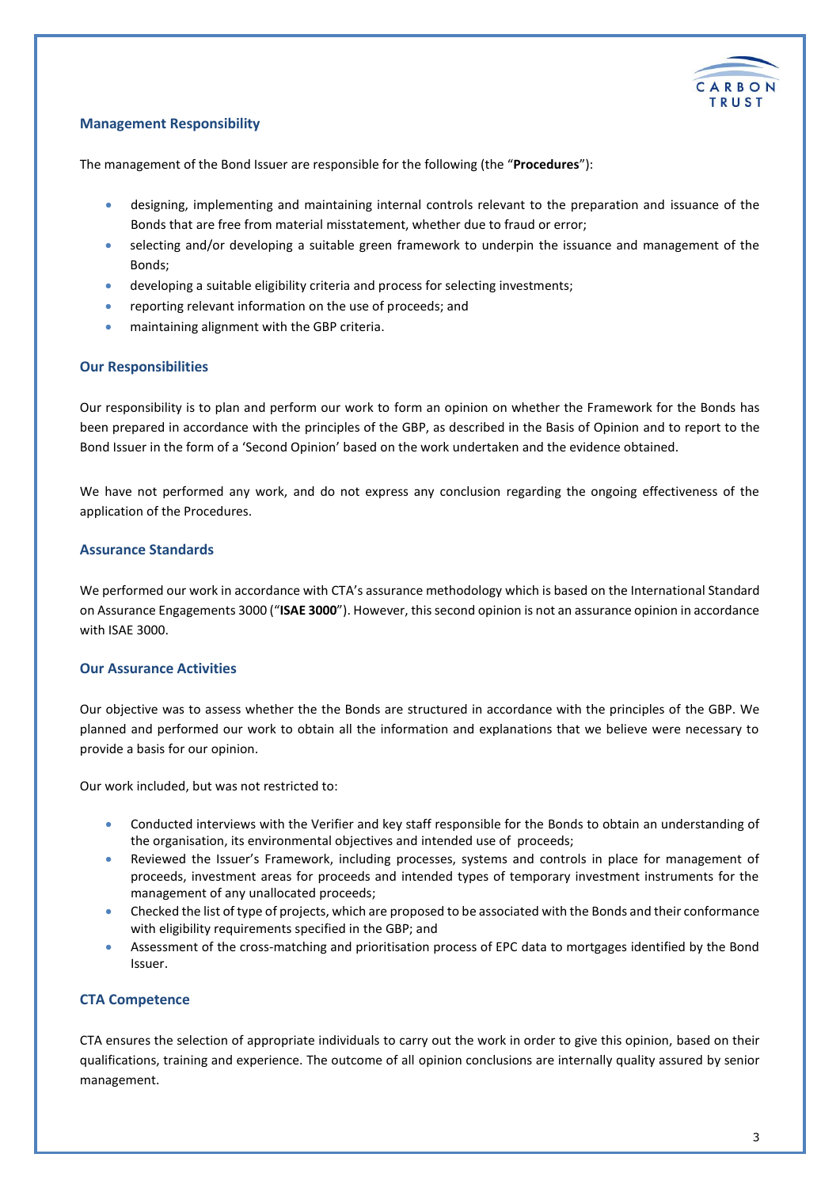## Management Responsibility

The management of the Bond Issuer are responsible for the following (the "**Procedures**"):

- designing, implementing and maintaining internal controls relevant to the preparation and issuance of the Bonds that are free from material misstatement, whether due to fraud or error;
- selecting and/or developing a suitable green framework to underpin the issuance and management of the Bonds;
- developing a suitable eligibility criteria and process for selecting investments;
- reporting relevant information on the use of proceeds; and
- maintaining alignment with the GBP criteria.

## Our Responsibilities

Our responsibility is to plan and perform our work to form an opinion on whether the Framework for the Bonds has been prepared in accordance with the principles of the GBP, as described in the Basis of Opinion and to report to the Bond Issuer in the form of a 'Second Opinion' based on the work undertaken and the evidence obtained.

We have not performed any work, and do not express any conclusion regarding the ongoing effectiveness of the application of the Procedures.

## Assurance Standards

We performed our work in accordance with CTA's assurance methodology which is based on the International Standard on Assurance Engagements 3000 ("**ISAE 3000**"). However, this second opinion is not an assurance opinion in accordance with ISAE 3000.

## Our Assurance Activities

Our objective was to assess whether the the Bonds are structured in accordance with the principles of the GBP. We planned and performed our work to obtain all the information and explanations that we believe were necessary to provide a basis for our opinion.

Our work included, but was not restricted to:

- Conducted interviews with the Verifier and key staff responsible for the Bonds to obtain an understanding of the organisation, its environmental objectives and intended use of proceeds;
- Reviewed the Issuer's Framework, including processes, systems and controls in place for management of proceeds, investment areas for proceeds and intended types of temporary investment instruments for the management of any unallocated proceeds;
- Checked the list of type of projects, which are proposed to be associated with the Bonds and their conformance with eligibility requirements specified in the GBP; and
- Assessment of the cross-matching and prioritisation process of EPC data to mortgages identified by the Bond Issuer.

## CTA Competence

CTA ensures the selection of appropriate individuals to carry out the work in order to give this opinion, based on their qualifications, training and experience. The outcome of all opinion conclusions are internally quality assured by senior management.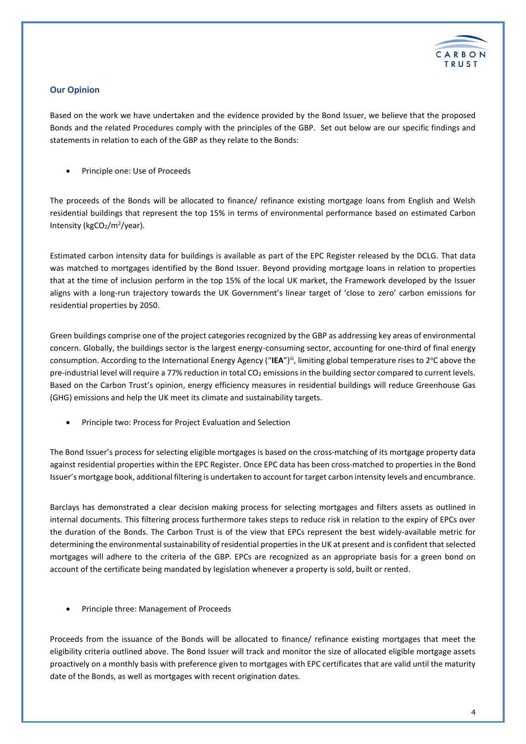## Our Opinion

Based on the work we have undertaken and the evidence provided by the Bond Issuer, we believe that the proposed Bonds and the related Procedures comply with the principles of the GBP. Set out below are our specific findings and statements in relation to each of the GBP as they relate to the Bonds:

- Principle one: Use of Proceeds

The proceeds of the Bonds will be allocated to finance/ refinance existing mortgage loans from English and Welsh residential buildings that represent the top 15% in terms of environmental performance based on estimated Carbon Intensity ($kgCO_2/m^2/year$).

Estimated carbon intensity data for buildings is available as part of the EPC Register released by the DCLG. That data was matched to mortgages identified by the Bond Issuer. Beyond providing mortgage loans in relation to properties that at the time of inclusion perform in the top 15% of the local UK market, the Framework developed by the Issuer aligns with a long-run trajectory towards the UK Government's linear target of 'close to zero' carbon emissions for residential properties by 2050.

Green buildings comprise one of the project categories recognized by the GBP as addressing key areas of environmental concern. Globally, the buildings sector is the largest energy-consuming sector, accounting for one-third of final energy consumption. According to the International Energy Agency ("**IEA**")[iii], limiting global temperature rises to 2°C above the pre-industrial level will require a 77% reduction in total $CO_2$ emissions in the building sector compared to current levels. Based on the Carbon Trust's opinion, energy efficiency measures in residential buildings will reduce Greenhouse Gas (GHG) emissions and help the UK meet its climate and sustainability targets.

- Principle two: Process for Project Evaluation and Selection

The Bond Issuer's process for selecting eligible mortgages is based on the cross-matching of its mortgage property data against residential properties within the EPC Register. Once EPC data has been cross-matched to properties in the Bond Issuer's mortgage book, additional filtering is undertaken to account for target carbon intensity levels and encumbrance.

Barclays has demonstrated a clear decision making process for selecting mortgages and filters assets as outlined in internal documents. This filtering process furthermore takes steps to reduce risk in relation to the expiry of EPCs over the duration of the Bonds. The Carbon Trust is of the view that EPCs represent the best widely-available metric for determining the environmental sustainability of residential properties in the UK at present and is confident that selected mortgages will adhere to the criteria of the GBP. EPCs are recognized as an appropriate basis for a green bond on account of the certificate being mandated by legislation whenever a property is sold, built or rented.

- Principle three: Management of Proceeds

Proceeds from the issuance of the Bonds will be allocated to finance/ refinance existing mortgages that meet the eligibility criteria outlined above. The Bond Issuer will track and monitor the size of allocated eligible mortgage assets proactively on a monthly basis with preference given to mortgages with EPC certificates that are valid until the maturity date of the Bonds, as well as mortgages with recent origination dates.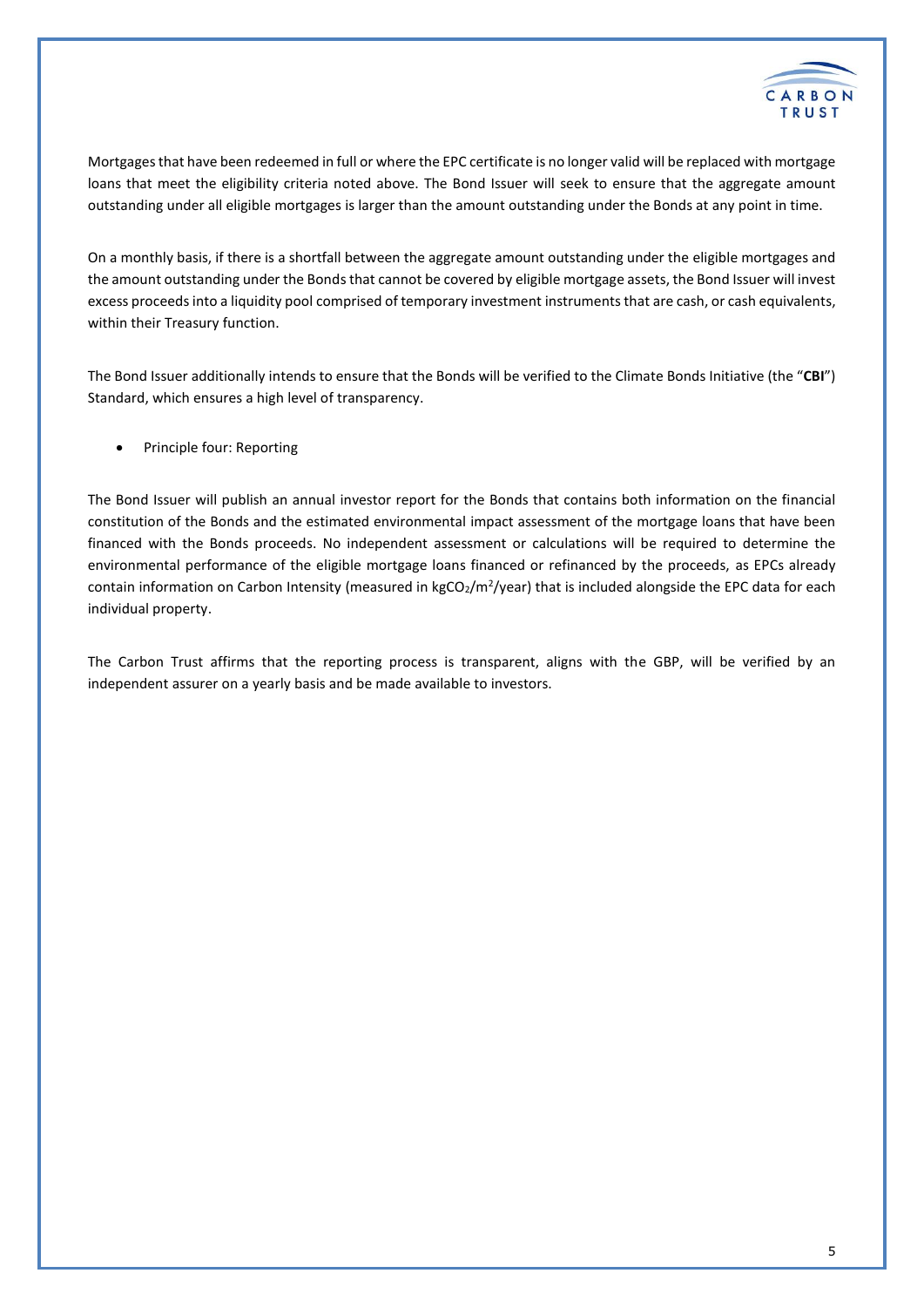Mortgages that have been redeemed in full or where the EPC certificate is no longer valid will be replaced with mortgage loans that meet the eligibility criteria noted above. The Bond Issuer will seek to ensure that the aggregate amount outstanding under all eligible mortgages is larger than the amount outstanding under the Bonds at any point in time.

On a monthly basis, if there is a shortfall between the aggregate amount outstanding under the eligible mortgages and the amount outstanding under the Bonds that cannot be covered by eligible mortgage assets, the Bond Issuer will invest excess proceeds into a liquidity pool comprised of temporary investment instruments that are cash, or cash equivalents, within their Treasury function.

The Bond Issuer additionally intends to ensure that the Bonds will be verified to the Climate Bonds Initiative (the "**CBI**") Standard, which ensures a high level of transparency.

- Principle four: Reporting

The Bond Issuer will publish an annual investor report for the Bonds that contains both information on the financial constitution of the Bonds and the estimated environmental impact assessment of the mortgage loans that have been financed with the Bonds proceeds. No independent assessment or calculations will be required to determine the environmental performance of the eligible mortgage loans financed or refinanced by the proceeds, as EPCs already contain information on Carbon Intensity (measured in $kgCO_2/m^2/year$) that is included alongside the EPC data for each individual property.

The Carbon Trust affirms that the reporting process is transparent, aligns with the GBP, will be verified by an independent assurer on a yearly basis and be made available to investors.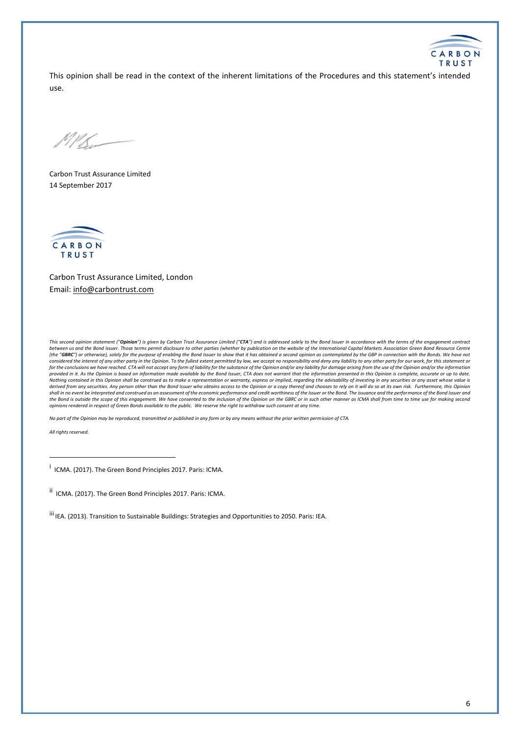This opinion shall be read in the context of the inherent limitations of the Procedures and this statement's intended use.

Carbon Trust Assurance Limited
14 September 2017

Carbon Trust Assurance Limited, London
Email: info@carbontrust.com

*This second opinion statement ("**Opinion**") is given by Carbon Trust Assurance Limited ("**CTA**") and is addressed solely to the Bond Issuer in accordance with the terms of the engagement contract between us and the Bond Issuer. Those terms permit disclosure to other parties (whether by publication on the website of the International Capital Markets Association Green Bond Resource Centre (the "**GBRC**") or otherwise), solely for the purpose of enabling the Bond Issuer to show that it has obtained a second opinion as contemplated by the GBP in connection with the Bonds. We have not considered the interest of any other party in the Opinion. To the fullest extent permitted by law, we accept no responsibility and deny any liability to any other party for our work, for this statement or for the conclusions we have reached. CTA will not accept any form of liability for the substance of the Opinion and/or any liability for damage arising from the use of the Opinion and/or the information provided in it. As the Opinion is based on information made available by the Bond Issuer, CTA does not warrant that the information presented in this Opinion is complete, accurate or up to date. Nothing contained in this Opinion shall be construed as to make a representation or warranty, express or implied, regarding the advisability of investing in any securities or any asset whose value is derived from any securities. Any person other than the Bond Issuer who obtains access to the Opinion or a copy thereof and chooses to rely on it will do so at its own risk. Furthermore, this Opinion shall in no event be interpreted and construed as an assessment of the economic performance and credit worthiness of the Issuer or the Bond. The issuance and the performance of the Bond Issuer and the Bond is outside the scope of this engagement. We have consented to the inclusion of the Opinion on the GBRC or in such other manner as ICMA shall from time to time use for making second opinions rendered in respect of Green Bonds available to the public. We reserve the right to withdraw such consent at any time.*

*No part of the Opinion may be reproduced, transmitted or published in any form or by any means without the prior written permission of CTA.*

*All rights reserved.*

---

[i] ICMA. (2017). The Green Bond Principles 2017. Paris: ICMA.

[ii] ICMA. (2017). The Green Bond Principles 2017. Paris: ICMA.

[iii] IEA. (2013). Transition to Sustainable Buildings: Strategies and Opportunities to 2050. Paris: IEA.